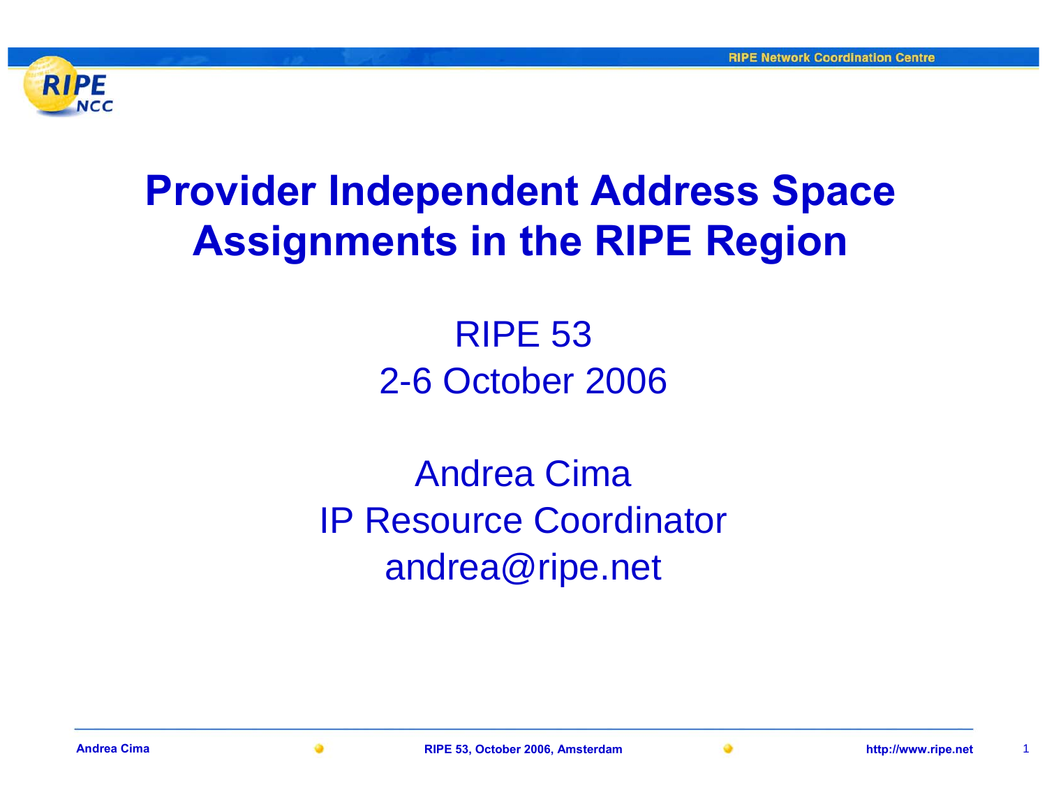# Provider Independent Address Space Assignments in the RIPE Region

RIPE 53
2-6 October 2006

Andrea Cima
IP Resource Coordinator
andrea@ripe.net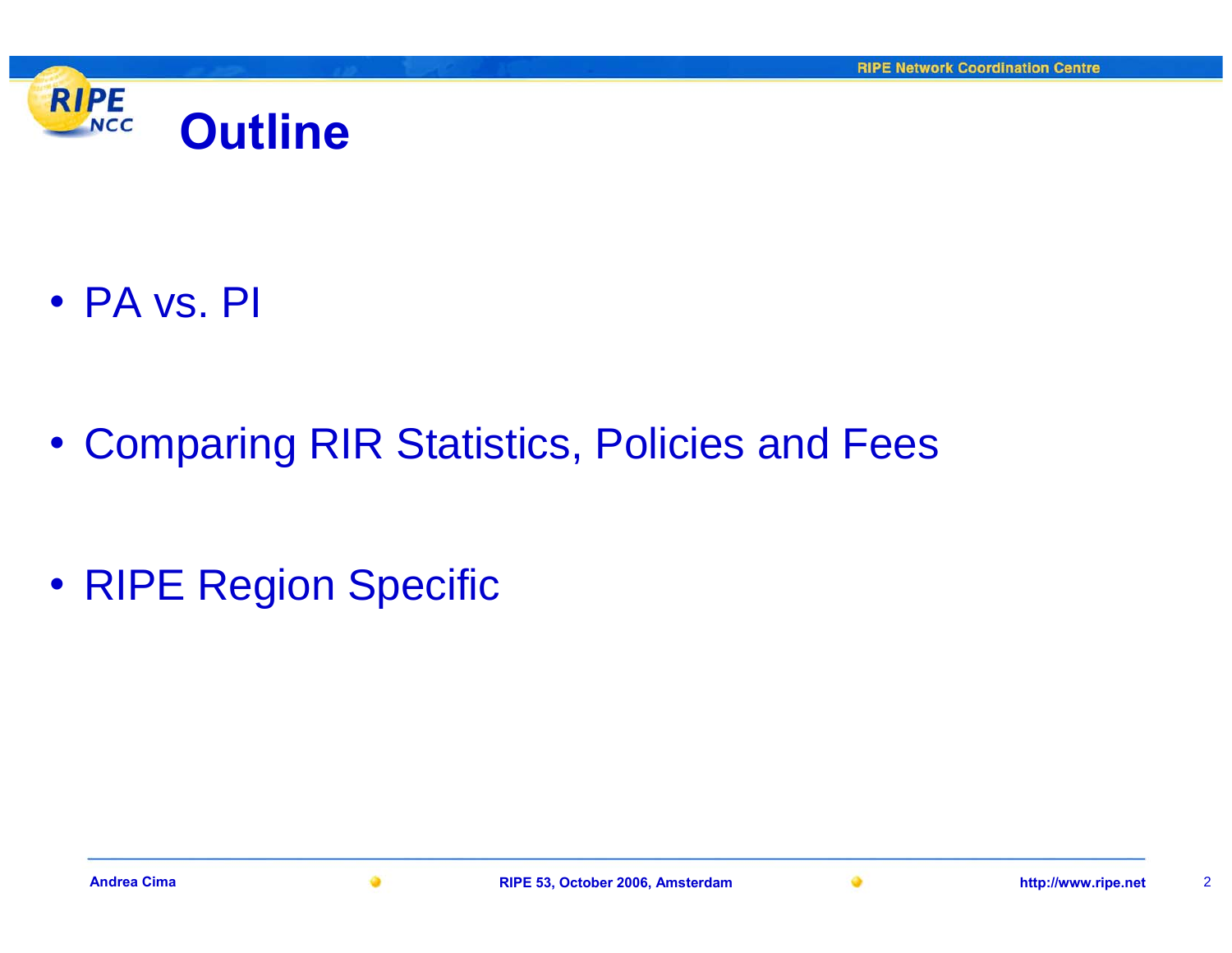# Outline

- PA vs. PI
- Comparing RIR Statistics, Policies and Fees
- RIPE Region Specific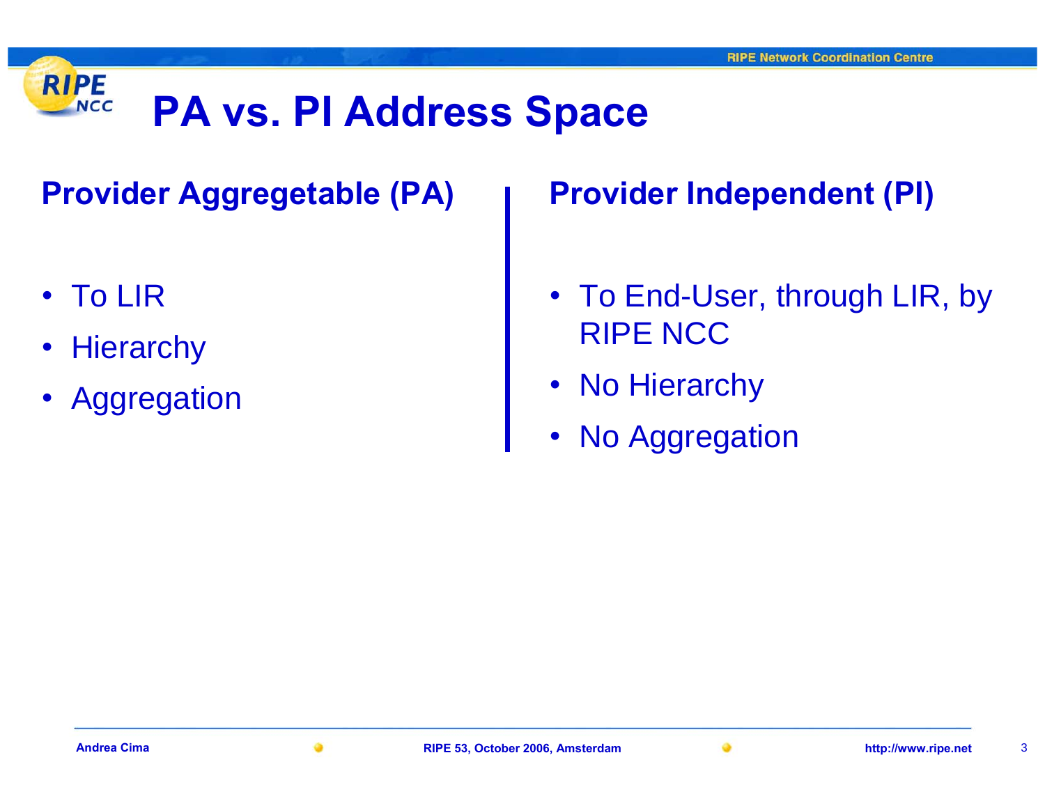# PA vs. PI Address Space

## Provider Aggregetable (PA)

- To LIR
- Hierarchy
- Aggregation

## Provider Independent (PI)

- To End-User, through LIR, by RIPE NCC
- No Hierarchy
- No Aggregation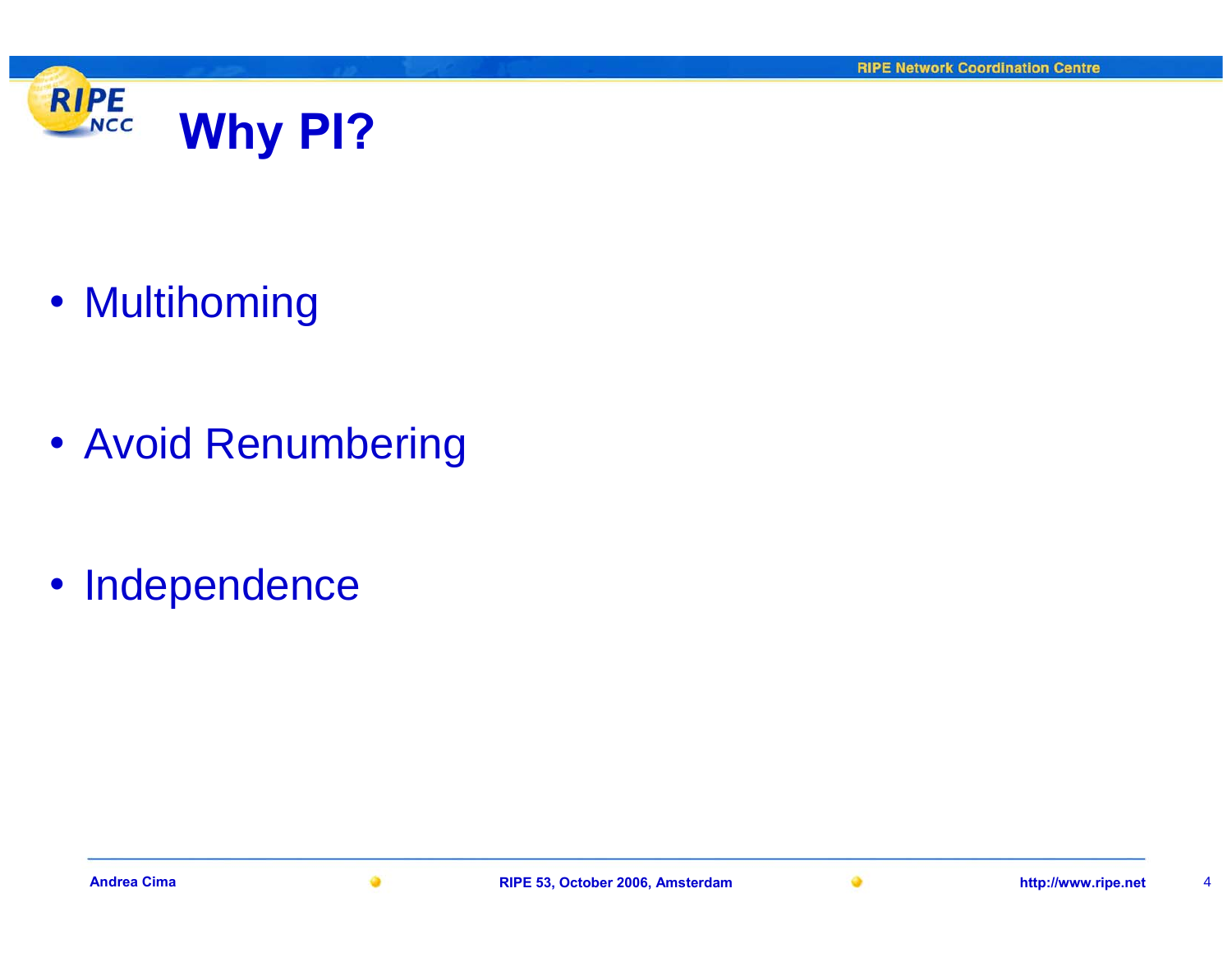# Why PI?

- Multihoming
- Avoid Renumbering
- Independence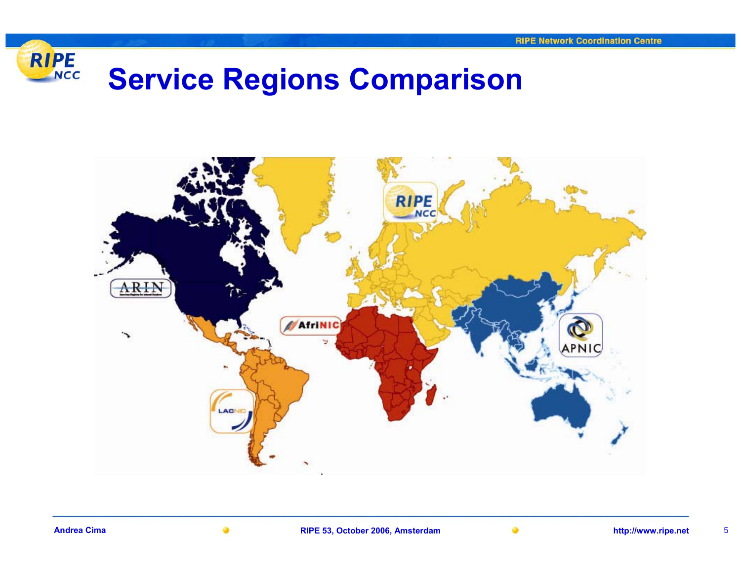# Service Regions Comparison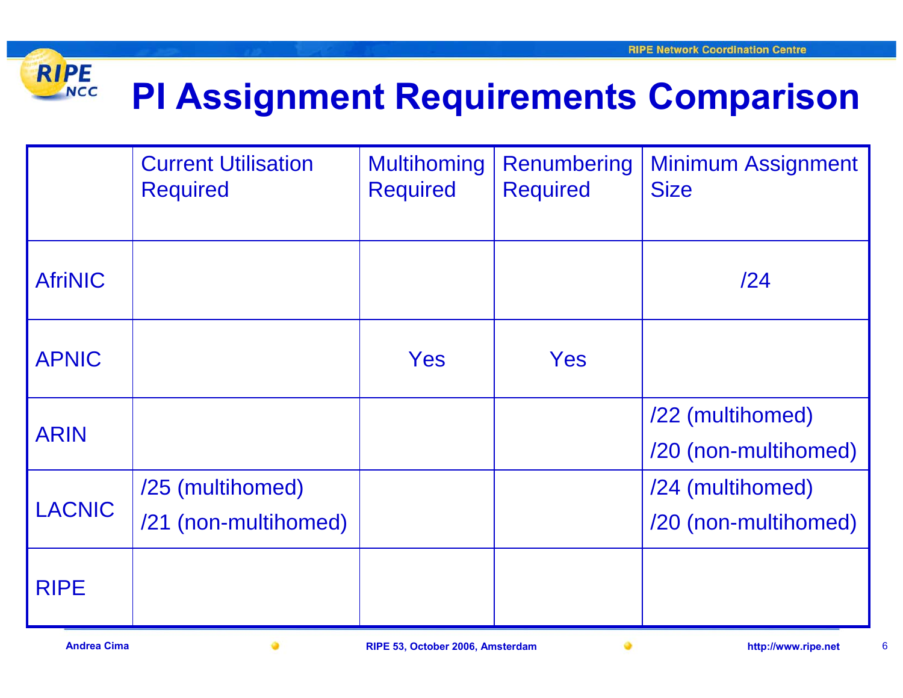# PI Assignment Requirements Comparison

| | Current Utilisation Required | Multihoming Required | Renumbering Required | Minimum Assignment Size |
|---|---|---|---|---|
| AfriNIC | | | | /24 |
| APNIC | | Yes | Yes | |
| ARIN | | | | /22 (multihomed)<br>/20 (non-multihomed) |
| LACNIC | /25 (multihomed)<br>/21 (non-multihomed) | | | /24 (multihomed)<br>/20 (non-multihomed) |
| RIPE | | | | |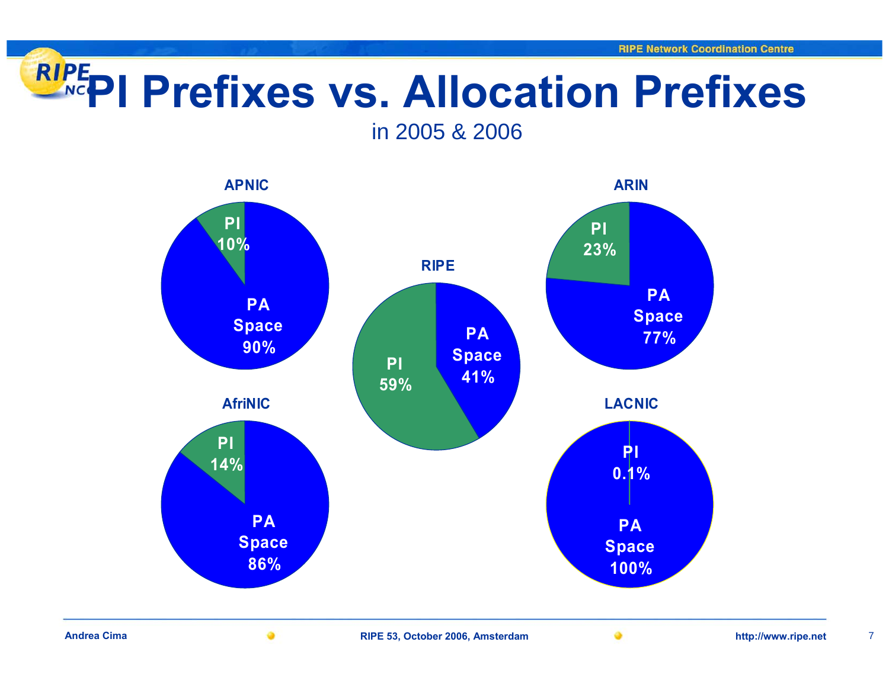# PI Prefixes vs. Allocation Prefixes

in 2005 & 2006

**APNIC**

PI 10%

PA Space 90%

**RIPE**

PI 59%

PA Space 41%

**ARIN**

PI 23%

PA Space 77%

**AfriNIC**

PI 14%

PA Space 86%

**LACNIC**

PI 0.1%

PA Space 100%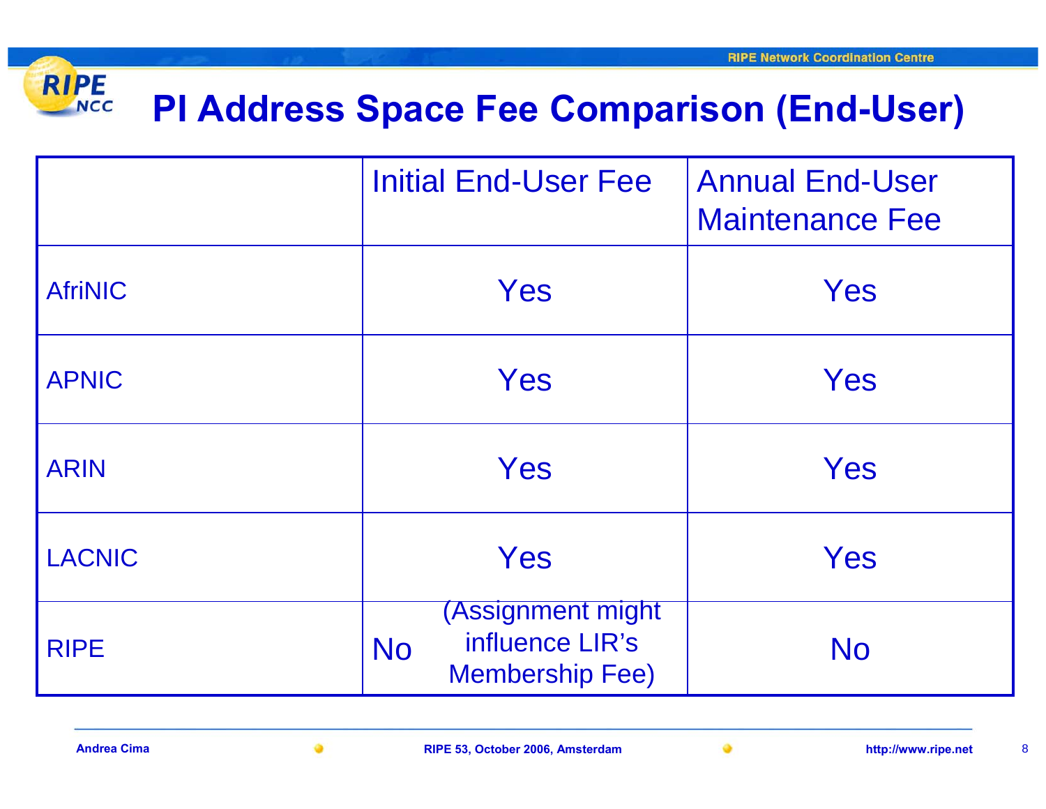# PI Address Space Fee Comparison (End-User)

| | Initial End-User Fee | Annual End-User Maintenance Fee |
|---|---|---|
| AfriNIC | Yes | Yes |
| APNIC | Yes | Yes |
| ARIN | Yes | Yes |
| LACNIC | Yes | Yes |
| RIPE | No (Assignment might influence LIR's Membership Fee) | No |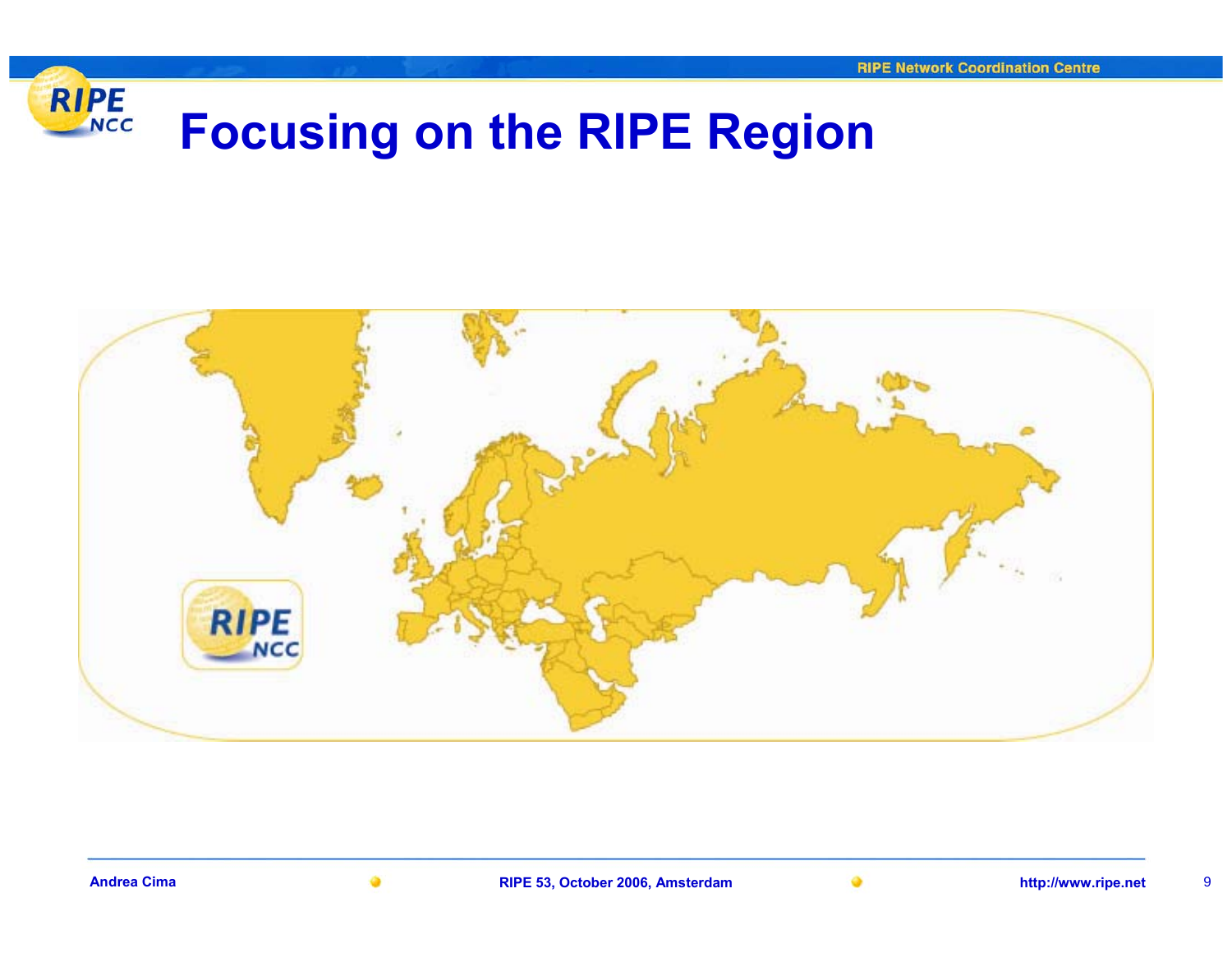# Focusing on the RIPE Region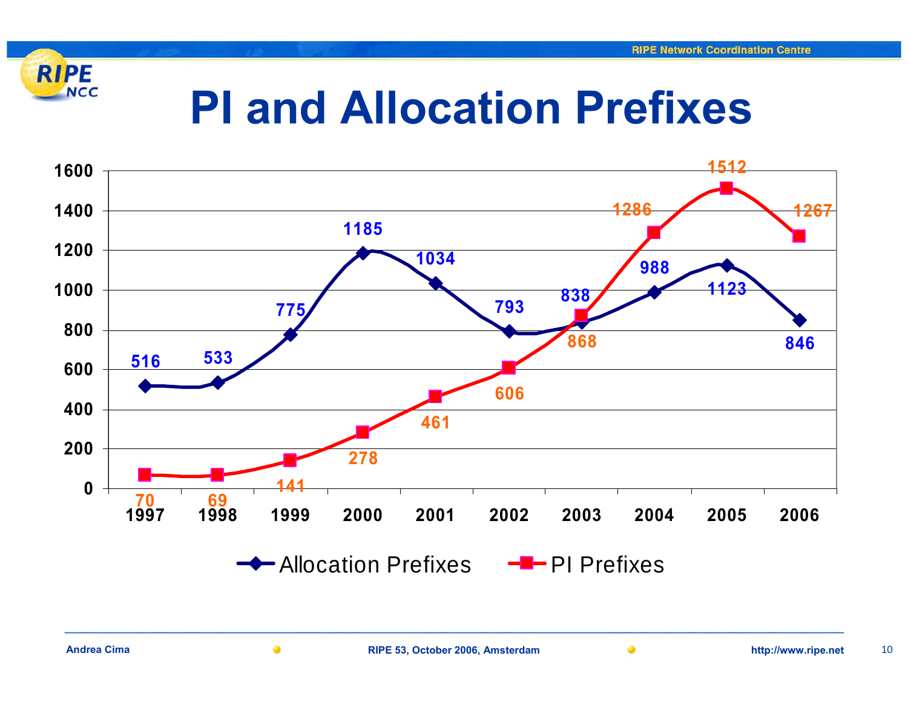# PI and Allocation Prefixes

| Year | Allocation Prefixes | PI Prefixes |
|---|---|---|
| 1997 | 516 | 70 |
| 1998 | 533 | 69 |
| 1999 | 775 | 141 |
| 2000 | 1185 | 278 |
| 2001 | 1034 | 461 |
| 2002 | 793 | 606 |
| 2003 | 838 | 868 |
| 2004 | 988 | 1286 |
| 2005 | 1123 | 1512 |
| 2006 | 846 | 1267 |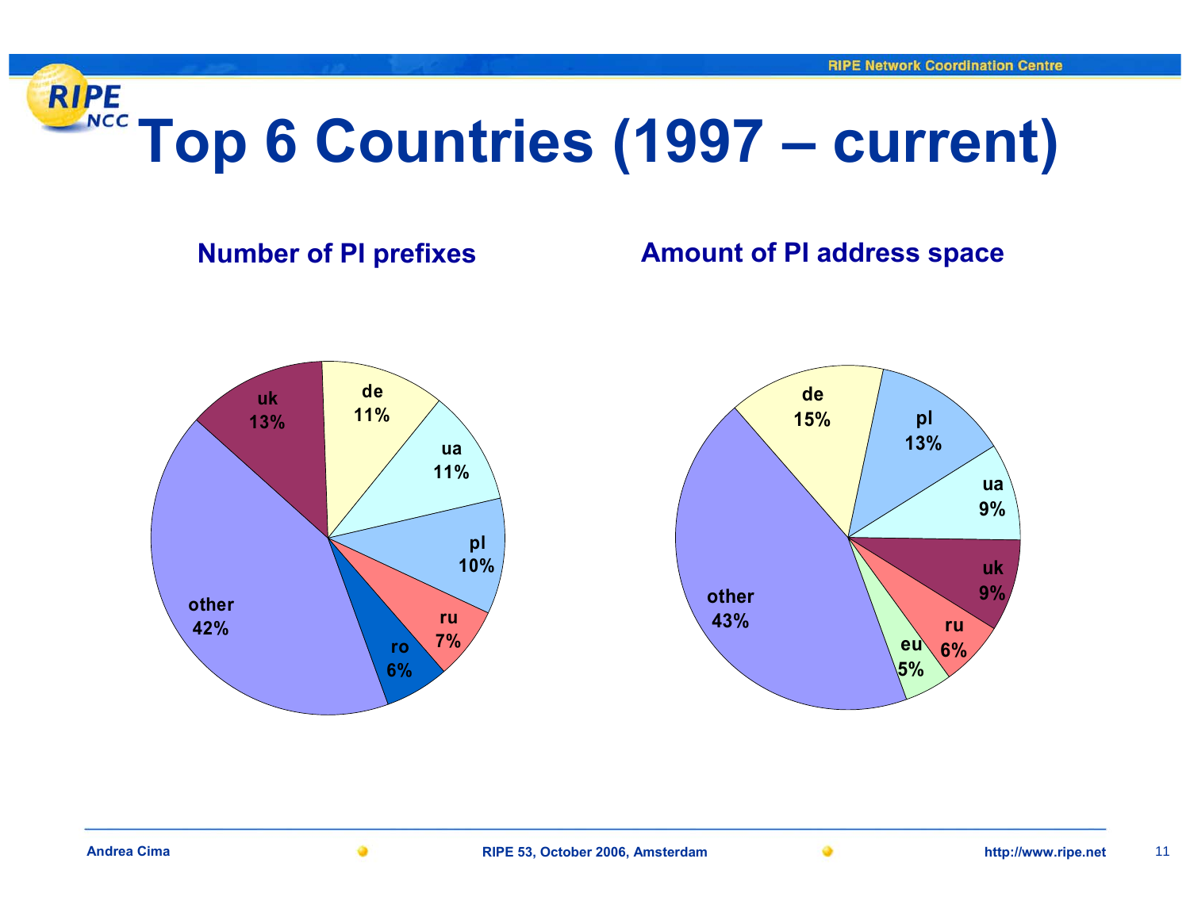# Top 6 Countries (1997 – current)

## Number of PI prefixes

| Country | Share |
|---|---|
| uk | 13% |
| de | 11% |
| ua | 11% |
| pl | 10% |
| ru | 7% |
| ro | 6% |
| other | 42% |

## Amount of PI address space

| Country | Share |
|---|---|
| de | 15% |
| pl | 13% |
| ua | 9% |
| uk | 9% |
| ru | 6% |
| eu | 5% |
| other | 43% |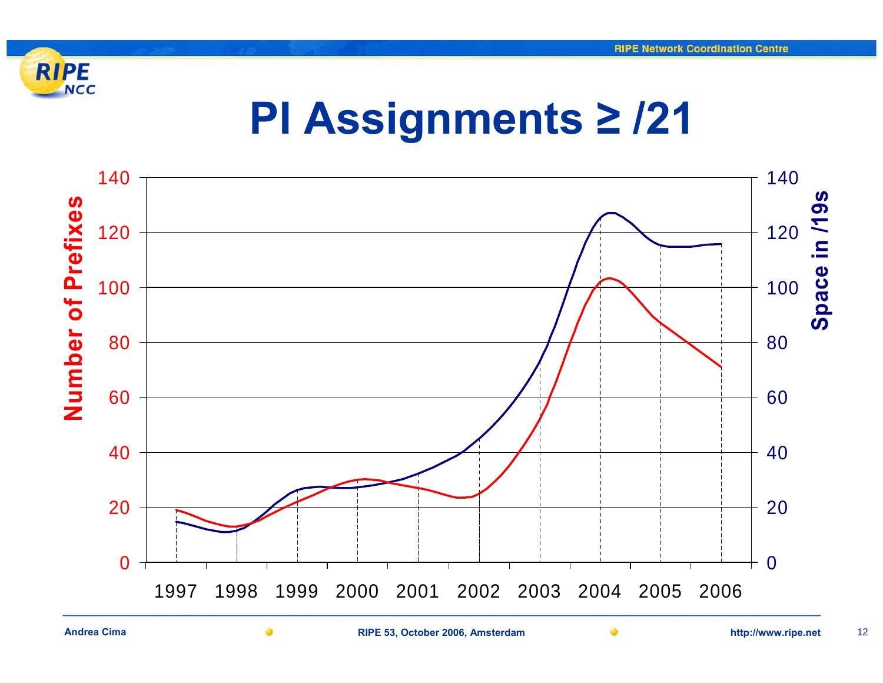# PI Assignments ≥ /21

Number of Prefixes

Space in /19s

140
120
100
80
60
40
20
0

1997 1998 1999 2000 2001 2002 2003 2004 2005 2006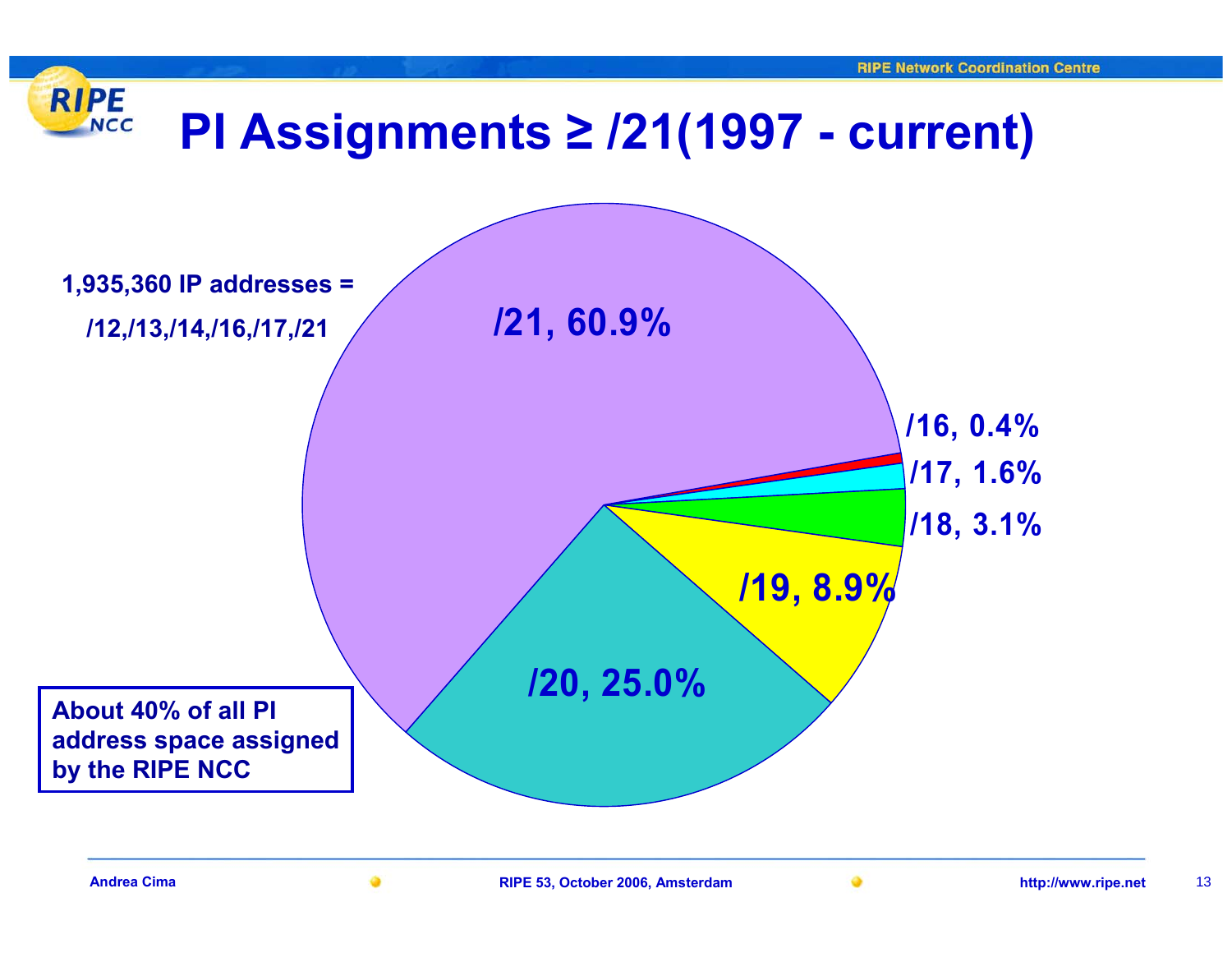# PI Assignments ≥ /21(1997 - current)

1,935,360 IP addresses =

/12,/13,/14,/16,/17,/21

| Prefix | Share |
| --- | --- |
| /21 | 60.9% |
| /20 | 25.0% |
| /19 | 8.9% |
| /18 | 3.1% |
| /17 | 1.6% |
| /16 | 0.4% |

About 40% of all PI address space assigned by the RIPE NCC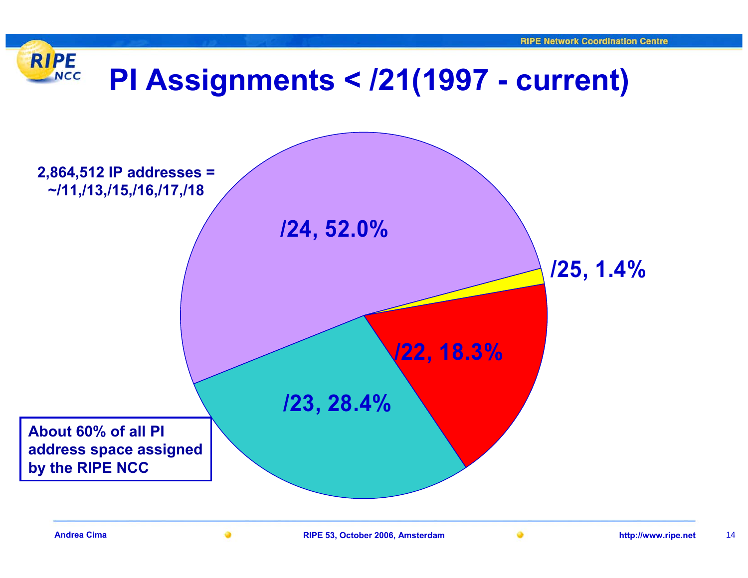# PI Assignments < /21(1997 - current)

2,864,512 IP addresses =
~/11,/13,/15,/16,/17,/18

/24, 52.0%

/25, 1.4%

/22, 18.3%

/23, 28.4%

About 60% of all PI address space assigned by the RIPE NCC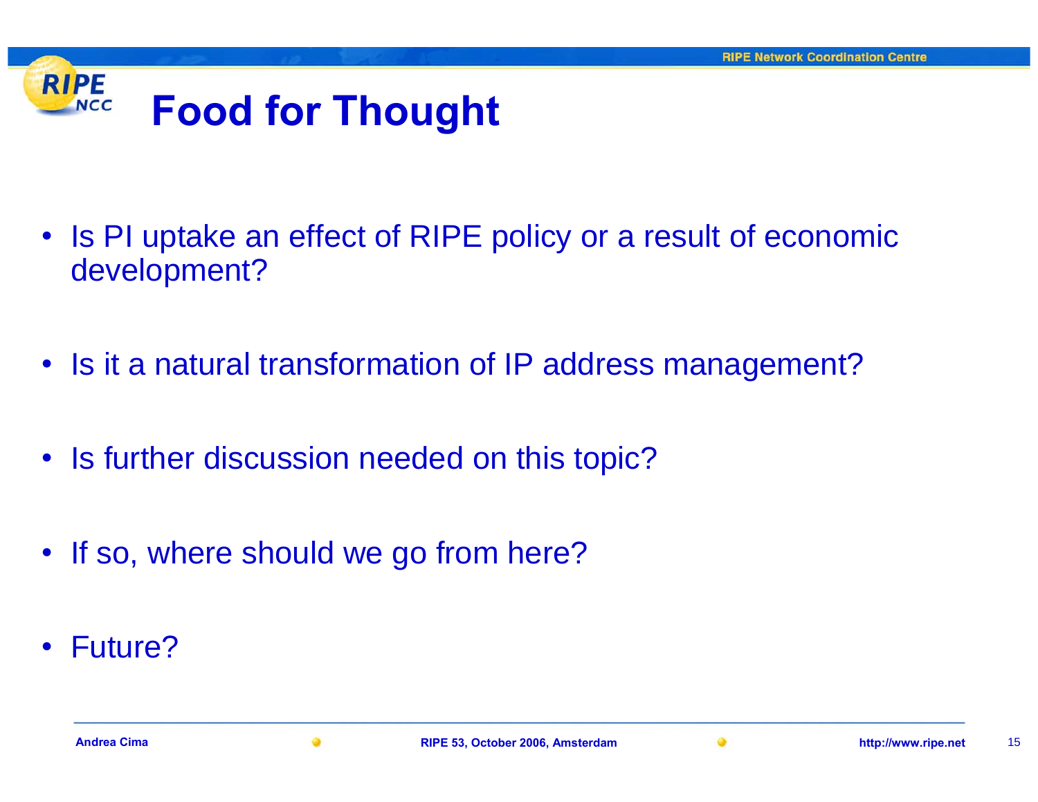# Food for Thought

- Is PI uptake an effect of RIPE policy or a result of economic development?
- Is it a natural transformation of IP address management?
- Is further discussion needed on this topic?
- If so, where should we go from here?
- Future?